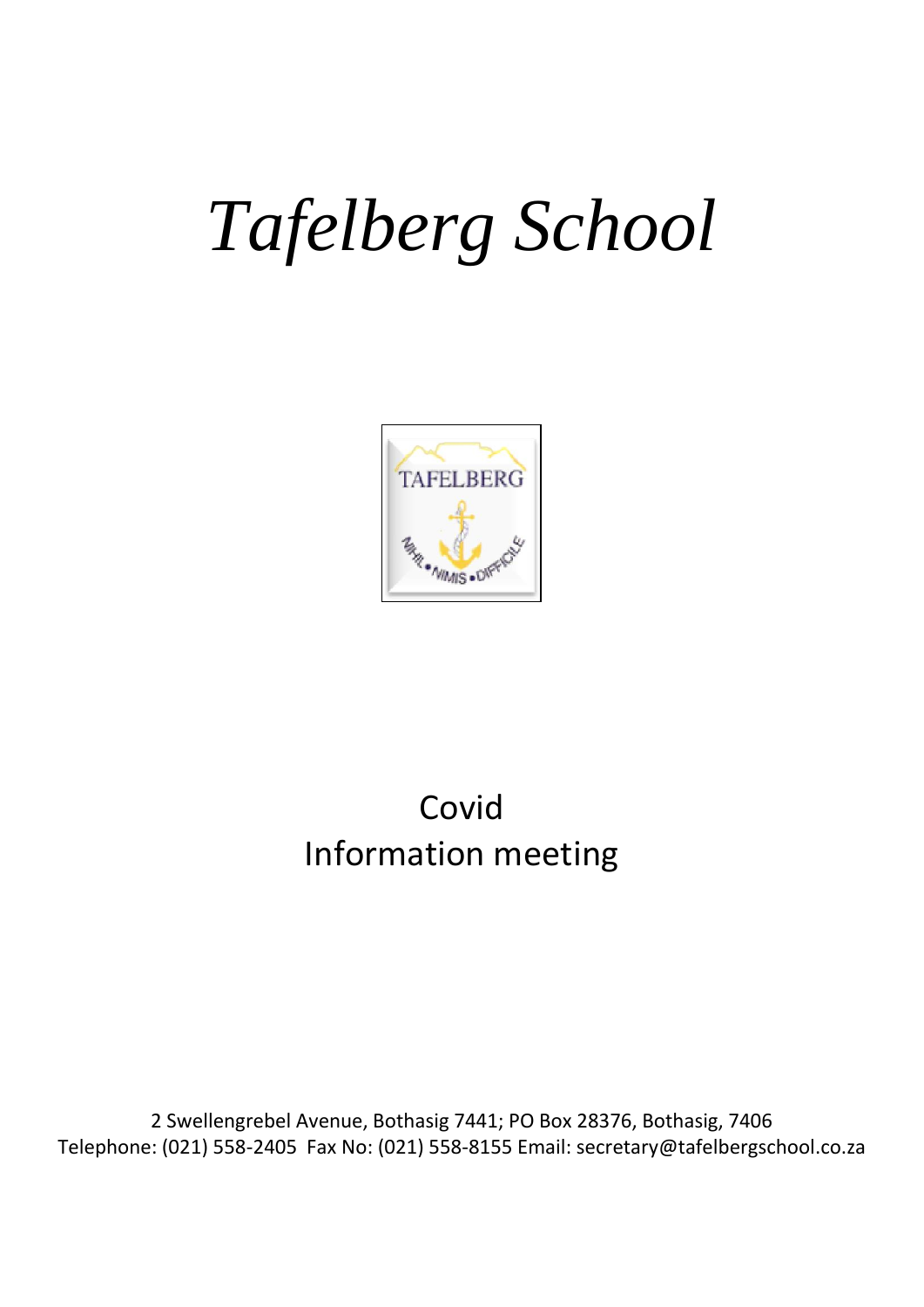# *Tafelberg School*

Covid
Information meeting

2 Swellengrebel Avenue, Bothasig 7441; PO Box 28376, Bothasig, 7406
Telephone: (021) 558-2405 Fax No: (021) 558-8155 Email: secretary@tafelbergschool.co.za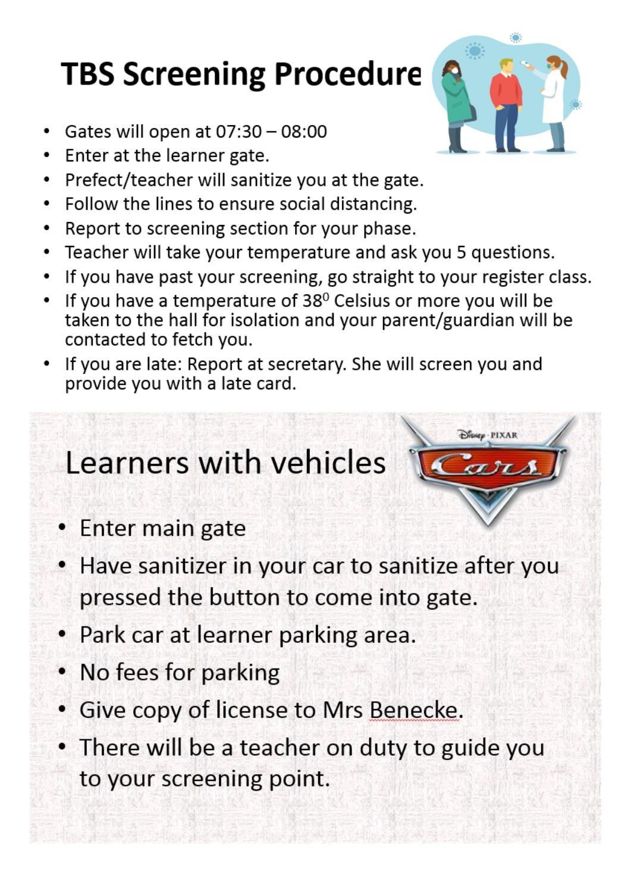# TBS Screening Procedure

- Gates will open at 07:30 – 08:00
- Enter at the learner gate.
- Prefect/teacher will sanitize you at the gate.
- Follow the lines to ensure social distancing.
- Report to screening section for your phase.
- Teacher will take your temperature and ask you 5 questions.
- If you have past your screening, go straight to your register class.
- If you have a temperature of $38^0$ Celsius or more you will be taken to the hall for isolation and your parent/guardian will be contacted to fetch you.
- If you are late: Report at secretary. She will screen you and provide you with a late card.

## Learners with vehicles

- Enter main gate
- Have sanitizer in your car to sanitize after you pressed the button to come into gate.
- Park car at learner parking area.
- No fees for parking
- Give copy of license to Mrs Benecke.
- There will be a teacher on duty to guide you to your screening point.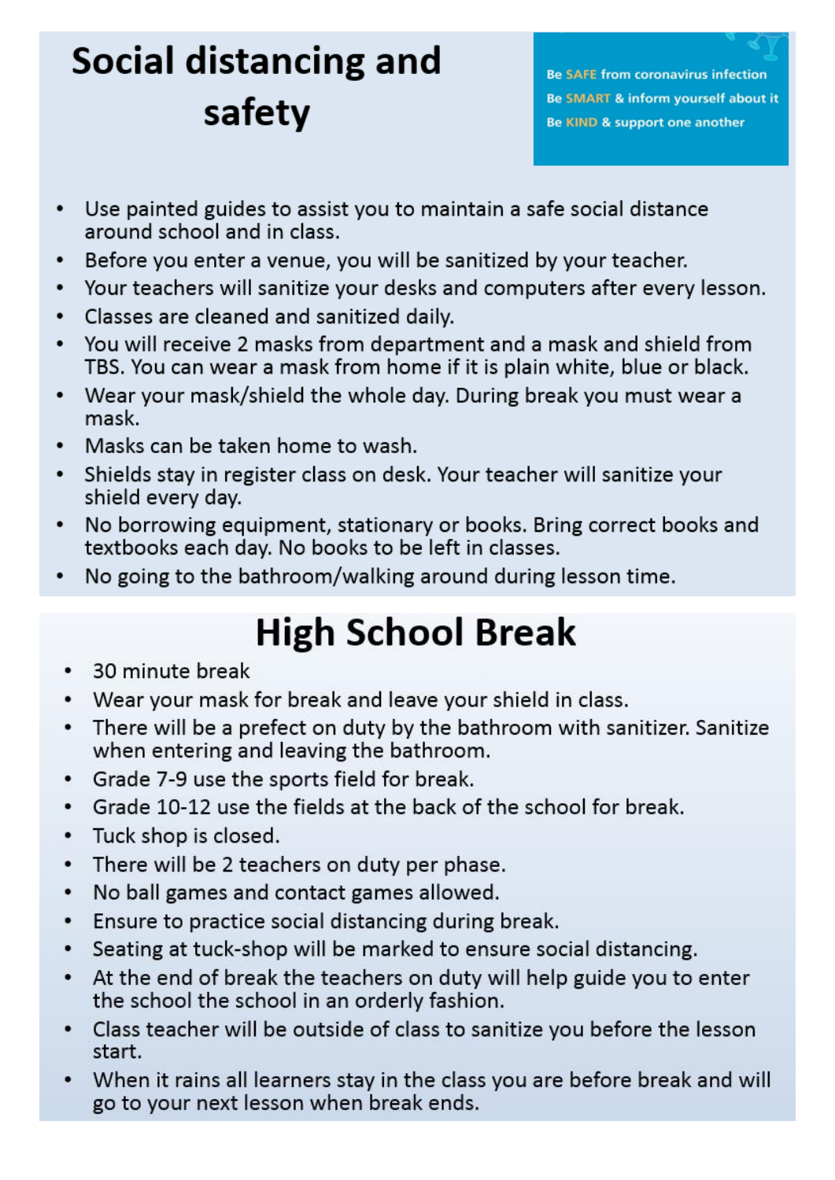# Social distancing and safety

Be SAFE from coronavirus infection
Be SMART & inform yourself about it
Be KIND & support one another

- Use painted guides to assist you to maintain a safe social distance around school and in class.
- Before you enter a venue, you will be sanitized by your teacher.
- Your teachers will sanitize your desks and computers after every lesson.
- Classes are cleaned and sanitized daily.
- You will receive 2 masks from department and a mask and shield from TBS. You can wear a mask from home if it is plain white, blue or black.
- Wear your mask/shield the whole day. During break you must wear a mask.
- Masks can be taken home to wash.
- Shields stay in register class on desk. Your teacher will sanitize your shield every day.
- No borrowing equipment, stationary or books. Bring correct books and textbooks each day. No books to be left in classes.
- No going to the bathroom/walking around during lesson time.

# High School Break

- 30 minute break
- Wear your mask for break and leave your shield in class.
- There will be a prefect on duty by the bathroom with sanitizer. Sanitize when entering and leaving the bathroom.
- Grade 7-9 use the sports field for break.
- Grade 10-12 use the fields at the back of the school for break.
- Tuck shop is closed.
- There will be 2 teachers on duty per phase.
- No ball games and contact games allowed.
- Ensure to practice social distancing during break.
- Seating at tuck-shop will be marked to ensure social distancing.
- At the end of break the teachers on duty will help guide you to enter the school the school in an orderly fashion.
- Class teacher will be outside of class to sanitize you before the lesson start.
- When it rains all learners stay in the class you are before break and will go to your next lesson when break ends.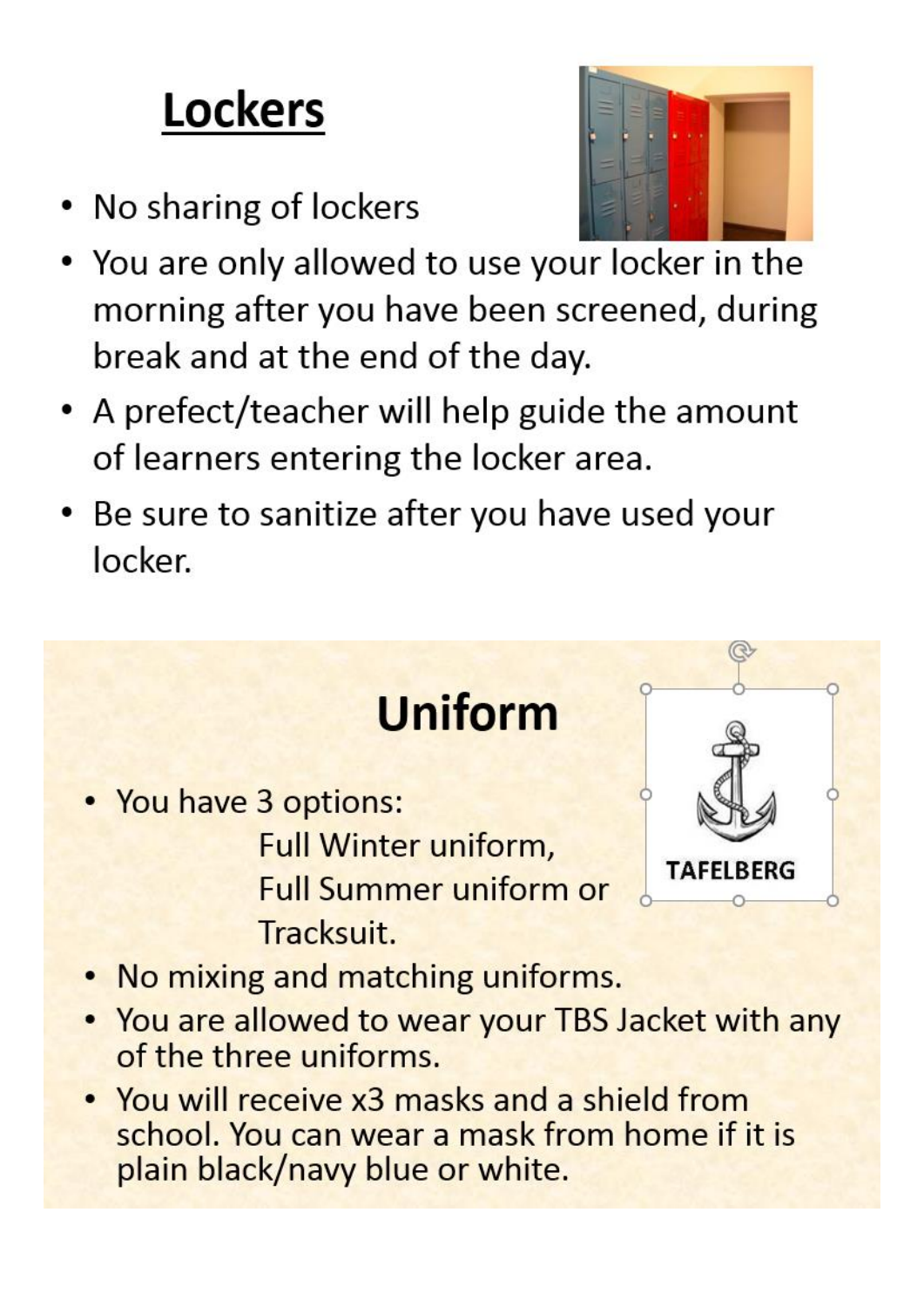## Lockers

- No sharing of lockers
- You are only allowed to use your locker in the morning after you have been screened, during break and at the end of the day.
- A prefect/teacher will help guide the amount of learners entering the locker area.
- Be sure to sanitize after you have used your locker.

## Uniform

TAFELBERG

- You have 3 options:
  - Full Winter uniform,
  - Full Summer uniform or
  - Tracksuit.
- No mixing and matching uniforms.
- You are allowed to wear your TBS Jacket with any of the three uniforms.
- You will receive x3 masks and a shield from school. You can wear a mask from home if it is plain black/navy blue or white.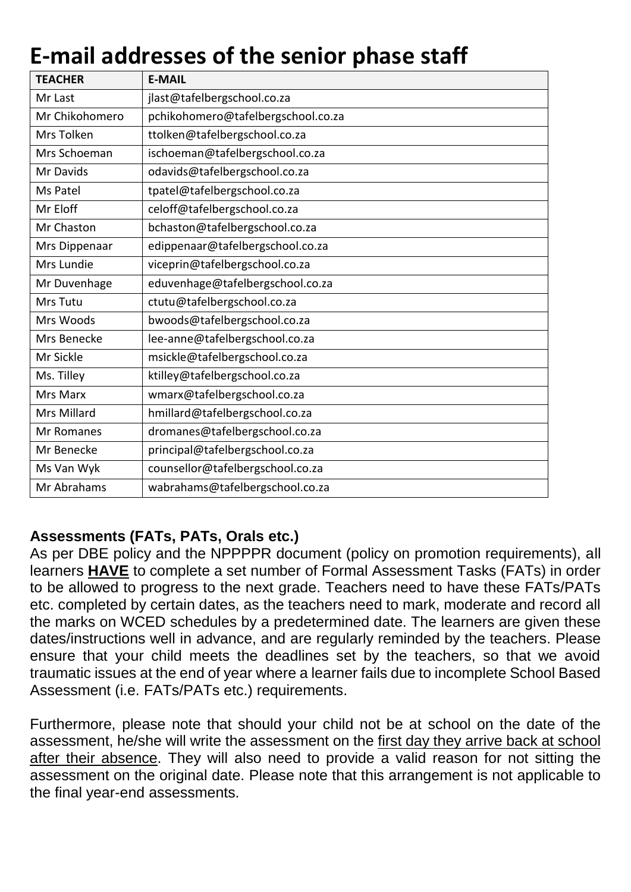# E-mail addresses of the senior phase staff

| TEACHER | E-MAIL |
|---|---|
| Mr Last | jlast@tafelbergschool.co.za |
| Mr Chikohomero | pchikohomero@tafelbergschool.co.za |
| Mrs Tolken | ttolken@tafelbergschool.co.za |
| Mrs Schoeman | ischoeman@tafelbergschool.co.za |
| Mr Davids | odavids@tafelbergschool.co.za |
| Ms Patel | tpatel@tafelbergschool.co.za |
| Mr Eloff | celoff@tafelbergschool.co.za |
| Mr Chaston | bchaston@tafelbergschool.co.za |
| Mrs Dippenaar | edippenaar@tafelbergschool.co.za |
| Mrs Lundie | viceprin@tafelbergschool.co.za |
| Mr Duvenhage | eduvenhage@tafelbergschool.co.za |
| Mrs Tutu | ctutu@tafelbergschool.co.za |
| Mrs Woods | bwoods@tafelbergschool.co.za |
| Mrs Benecke | lee-anne@tafelbergschool.co.za |
| Mr Sickle | msickle@tafelbergschool.co.za |
| Ms. Tilley | ktilley@tafelbergschool.co.za |
| Mrs Marx | wmarx@tafelbergschool.co.za |
| Mrs Millard | hmillard@tafelbergschool.co.za |
| Mr Romanes | dromanes@tafelbergschool.co.za |
| Mr Benecke | principal@tafelbergschool.co.za |
| Ms Van Wyk | counsellor@tafelbergschool.co.za |
| Mr Abrahams | wabrahams@tafelbergschool.co.za |

**Assessments (FATs, PATs, Orals etc.)**

As per DBE policy and the NPPPPR document (policy on promotion requirements), all learners **HAVE** to complete a set number of Formal Assessment Tasks (FATs) in order to be allowed to progress to the next grade. Teachers need to have these FATs/PATs etc. completed by certain dates, as the teachers need to mark, moderate and record all the marks on WCED schedules by a predetermined date. The learners are given these dates/instructions well in advance, and are regularly reminded by the teachers. Please ensure that your child meets the deadlines set by the teachers, so that we avoid traumatic issues at the end of year where a learner fails due to incomplete School Based Assessment (i.e. FATs/PATs etc.) requirements.

Furthermore, please note that should your child not be at school on the date of the assessment, he/she will write the assessment on the first day they arrive back at school after their absence. They will also need to provide a valid reason for not sitting the assessment on the original date. Please note that this arrangement is not applicable to the final year-end assessments.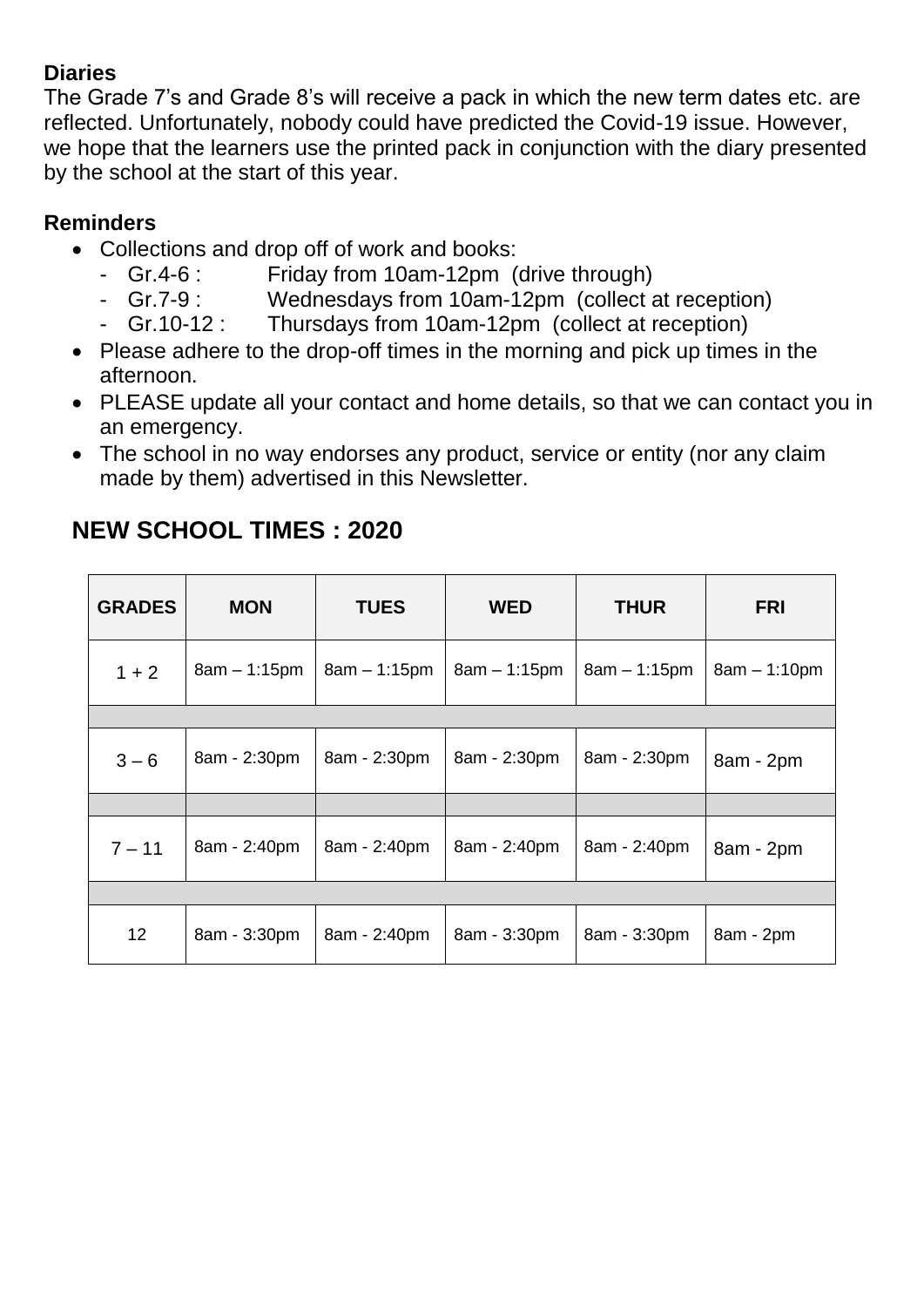**Diaries**

The Grade 7's and Grade 8's will receive a pack in which the new term dates etc. are reflected. Unfortunately, nobody could have predicted the Covid-19 issue. However, we hope that the learners use the printed pack in conjunction with the diary presented by the school at the start of this year.

**Reminders**

- Collections and drop off of work and books:
  - Gr.4-6 : Friday from 10am-12pm (drive through)
  - Gr.7-9 : Wednesdays from 10am-12pm (collect at reception)
  - Gr.10-12 : Thursdays from 10am-12pm (collect at reception)
- Please adhere to the drop-off times in the morning and pick up times in the afternoon.
- PLEASE update all your contact and home details, so that we can contact you in an emergency.
- The school in no way endorses any product, service or entity (nor any claim made by them) advertised in this Newsletter.

## NEW SCHOOL TIMES : 2020

| GRADES | MON | TUES | WED | THUR | FRI |
|---|---|---|---|---|---|
| 1 + 2 | 8am – 1:15pm | 8am – 1:15pm | 8am – 1:15pm | 8am – 1:15pm | 8am – 1:10pm |
| 3 – 6 | 8am - 2:30pm | 8am - 2:30pm | 8am - 2:30pm | 8am - 2:30pm | 8am - 2pm |
| 7 – 11 | 8am - 2:40pm | 8am - 2:40pm | 8am - 2:40pm | 8am - 2:40pm | 8am - 2pm |
| 12 | 8am - 3:30pm | 8am - 2:40pm | 8am - 3:30pm | 8am - 3:30pm | 8am - 2pm |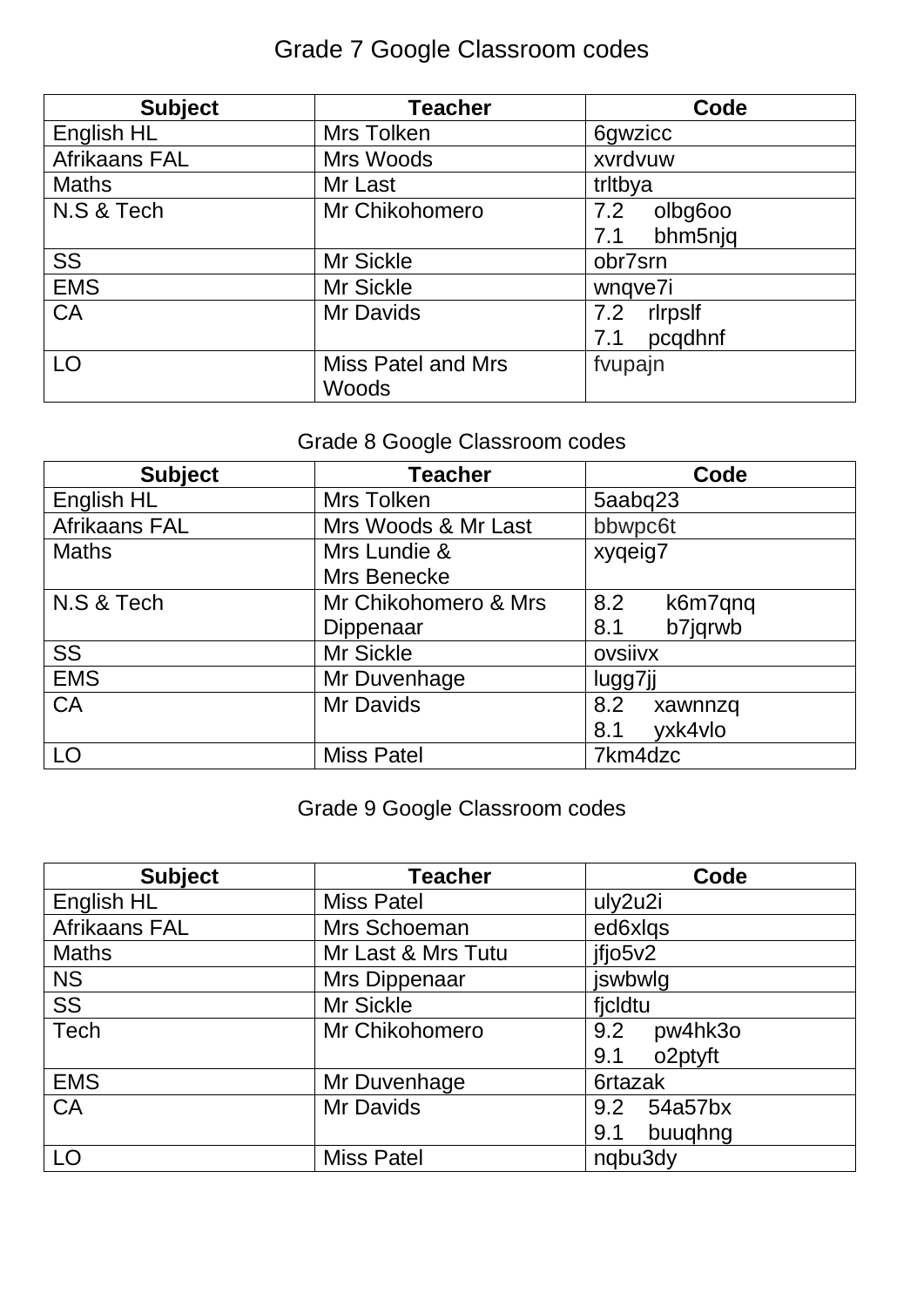# Grade 7 Google Classroom codes

| Subject | Teacher | Code |
|---|---|---|
| English HL | Mrs Tolken | 6gwzicc |
| Afrikaans FAL | Mrs Woods | xvrdvuw |
| Maths | Mr Last | trltbya |
| N.S & Tech | Mr Chikohomero | 7.2 olbg6oo<br>7.1 bhm5njq |
| SS | Mr Sickle | obr7srn |
| EMS | Mr Sickle | wnqve7i |
| CA | Mr Davids | 7.2 rlrpslf<br>7.1 pcqdhnf |
| LO | Miss Patel and Mrs Woods | fvupajn |

# Grade 8 Google Classroom codes

| Subject | Teacher | Code |
|---|---|---|
| English HL | Mrs Tolken | 5aabq23 |
| Afrikaans FAL | Mrs Woods & Mr Last | bbwpc6t |
| Maths | Mrs Lundie & Mrs Benecke | xyqeig7 |
| N.S & Tech | Mr Chikohomero & Mrs Dippenaar | 8.2 k6m7qnq<br>8.1 b7jqrwb |
| SS | Mr Sickle | ovsiivx |
| EMS | Mr Duvenhage | lugg7jj |
| CA | Mr Davids | 8.2 xawnnzq<br>8.1 yxk4vlo |
| LO | Miss Patel | 7km4dzc |

# Grade 9 Google Classroom codes

| Subject | Teacher | Code |
|---|---|---|
| English HL | Miss Patel | uly2u2i |
| Afrikaans FAL | Mrs Schoeman | ed6xlqs |
| Maths | Mr Last & Mrs Tutu | jfjo5v2 |
| NS | Mrs Dippenaar | jswbwlg |
| SS | Mr Sickle | fjcldtu |
| Tech | Mr Chikohomero | 9.2 pw4hk3o<br>9.1 o2ptyft |
| EMS | Mr Duvenhage | 6rtazak |
| CA | Mr Davids | 9.2 54a57bx<br>9.1 buuqhng |
| LO | Miss Patel | nqbu3dy |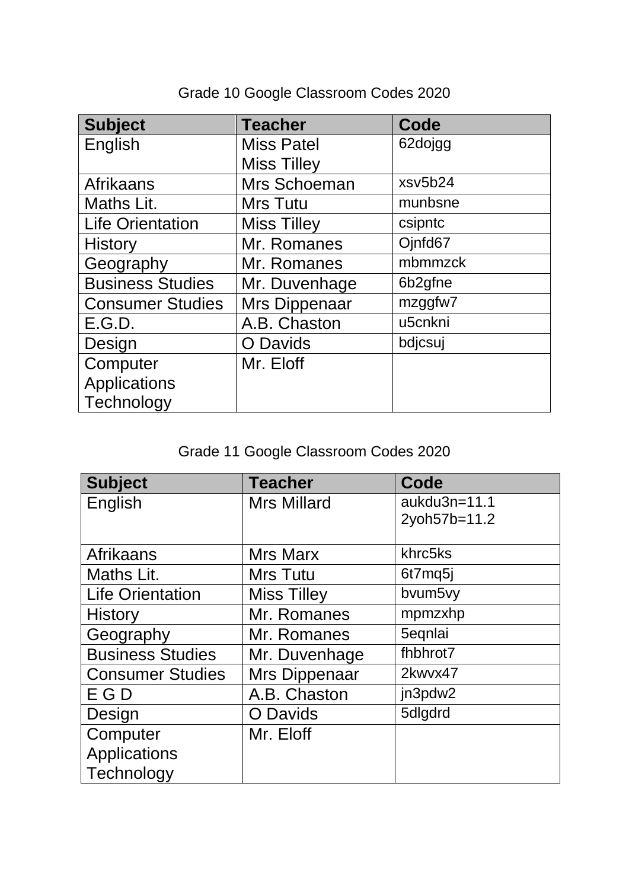Grade 10 Google Classroom Codes 2020

| Subject | Teacher | Code |
|---|---|---|
| English | Miss Patel<br>Miss Tilley | 62dojgg |
| Afrikaans | Mrs Schoeman | xsv5b24 |
| Maths Lit. | Mrs Tutu | munbsne |
| Life Orientation | Miss Tilley | csipntc |
| History | Mr. Romanes | Ojnfd67 |
| Geography | Mr. Romanes | mbmmzck |
| Business Studies | Mr. Duvenhage | 6b2gfne |
| Consumer Studies | Mrs Dippenaar | mzggfw7 |
| E.G.D. | A.B. Chaston | u5cnkni |
| Design | O Davids | bdjcsuj |
| Computer Applications Technology | Mr. Eloff | |

Grade 11 Google Classroom Codes 2020

| Subject | Teacher | Code |
|---|---|---|
| English | Mrs Millard | aukdu3n=11.1<br>2yoh57b=11.2 |
| Afrikaans | Mrs Marx | khrc5ks |
| Maths Lit. | Mrs Tutu | 6t7mq5j |
| Life Orientation | Miss Tilley | bvum5vy |
| History | Mr. Romanes | mpmzxhp |
| Geography | Mr. Romanes | 5eqnlai |
| Business Studies | Mr. Duvenhage | fhbhrot7 |
| Consumer Studies | Mrs Dippenaar | 2kwvx47 |
| E G D | A.B. Chaston | jn3pdw2 |
| Design | O Davids | 5dlgdrd |
| Computer Applications Technology | Mr. Eloff | |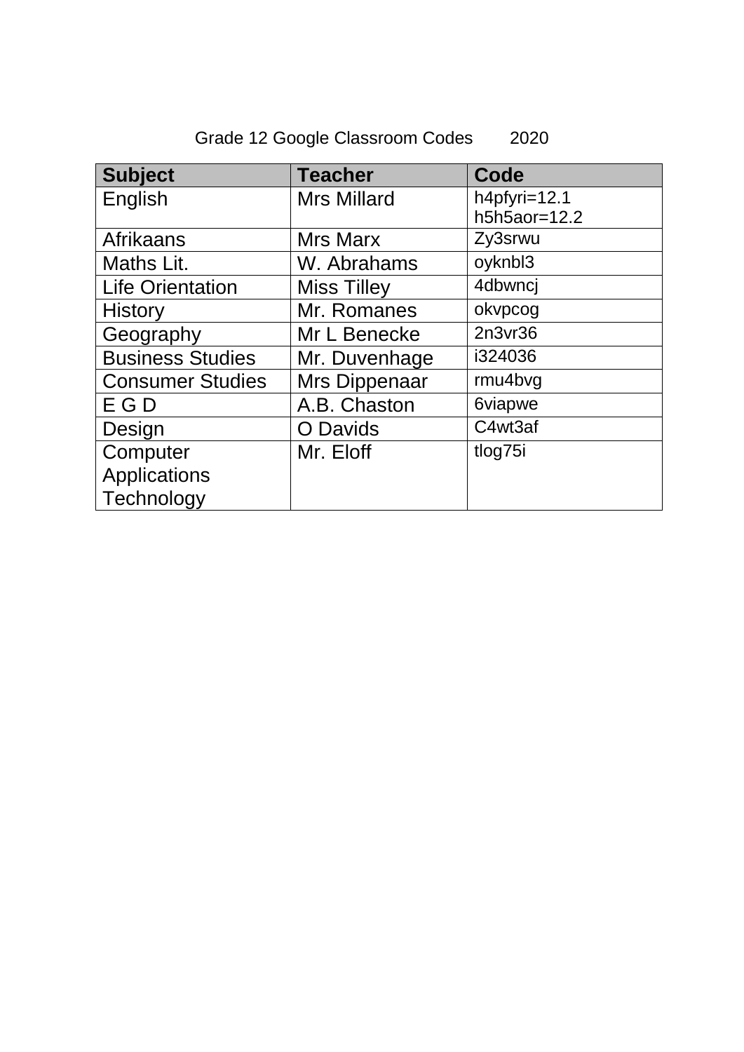Grade 12 Google Classroom Codes 2020

| Subject | Teacher | Code |
|---|---|---|
| English | Mrs Millard | h4pfyri=12.1<br>h5h5aor=12.2 |
| Afrikaans | Mrs Marx | Zy3srwu |
| Maths Lit. | W. Abrahams | oyknbl3 |
| Life Orientation | Miss Tilley | 4dbwncj |
| History | Mr. Romanes | okvpcog |
| Geography | Mr L Benecke | 2n3vr36 |
| Business Studies | Mr. Duvenhage | i324036 |
| Consumer Studies | Mrs Dippenaar | rmu4bvg |
| E G D | A.B. Chaston | 6viapwe |
| Design | O Davids | C4wt3af |
| Computer Applications Technology | Mr. Eloff | tlog75i |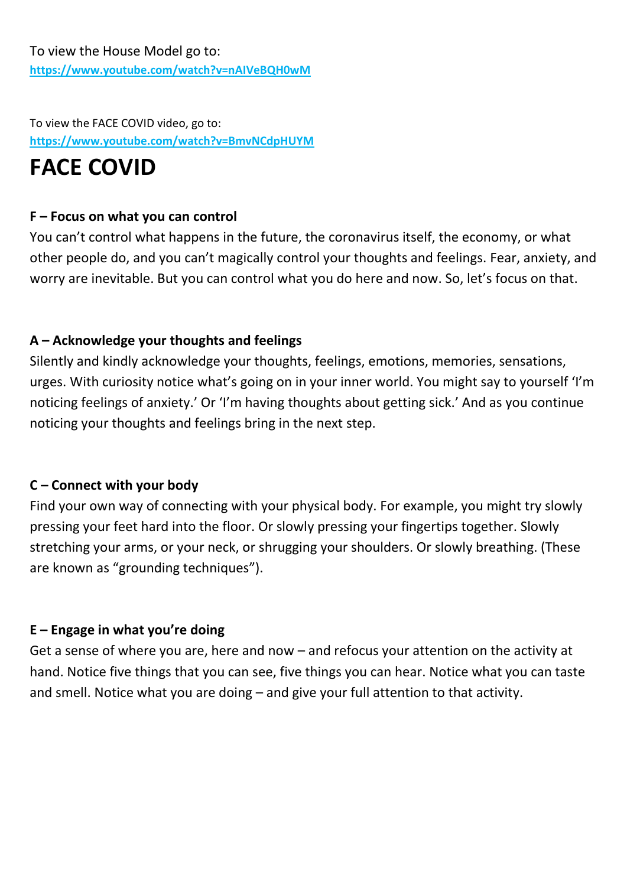To view the House Model go to:
https://www.youtube.com/watch?v=nAIVeBQH0wM

To view the FACE COVID video, go to:
https://www.youtube.com/watch?v=BmvNCdpHUYM

# FACE COVID

**F – Focus on what you can control**
You can't control what happens in the future, the coronavirus itself, the economy, or what other people do, and you can't magically control your thoughts and feelings. Fear, anxiety, and worry are inevitable. But you can control what you do here and now. So, let's focus on that.

**A – Acknowledge your thoughts and feelings**
Silently and kindly acknowledge your thoughts, feelings, emotions, memories, sensations, urges. With curiosity notice what's going on in your inner world. You might say to yourself 'I'm noticing feelings of anxiety.' Or 'I'm having thoughts about getting sick.' And as you continue noticing your thoughts and feelings bring in the next step.

**C – Connect with your body**
Find your own way of connecting with your physical body. For example, you might try slowly pressing your feet hard into the floor. Or slowly pressing your fingertips together. Slowly stretching your arms, or your neck, or shrugging your shoulders. Or slowly breathing. (These are known as "grounding techniques").

**E – Engage in what you're doing**
Get a sense of where you are, here and now – and refocus your attention on the activity at hand. Notice five things that you can see, five things you can hear. Notice what you can taste and smell. Notice what you are doing – and give your full attention to that activity.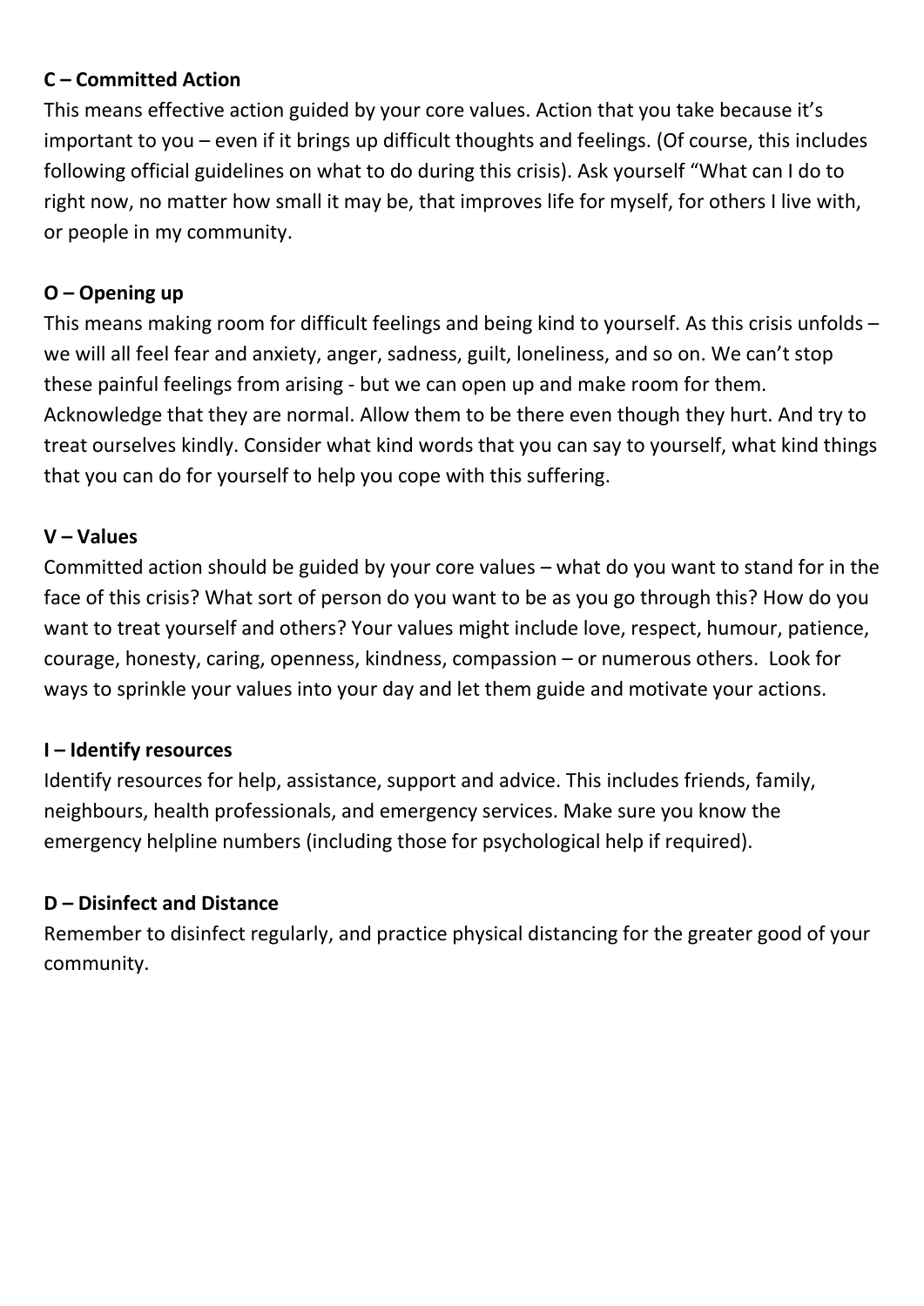**C – Committed Action**

This means effective action guided by your core values. Action that you take because it's important to you – even if it brings up difficult thoughts and feelings. (Of course, this includes following official guidelines on what to do during this crisis). Ask yourself "What can I do to right now, no matter how small it may be, that improves life for myself, for others I live with, or people in my community.

**O – Opening up**

This means making room for difficult feelings and being kind to yourself. As this crisis unfolds – we will all feel fear and anxiety, anger, sadness, guilt, loneliness, and so on. We can't stop these painful feelings from arising - but we can open up and make room for them. Acknowledge that they are normal. Allow them to be there even though they hurt. And try to treat ourselves kindly. Consider what kind words that you can say to yourself, what kind things that you can do for yourself to help you cope with this suffering.

**V – Values**

Committed action should be guided by your core values – what do you want to stand for in the face of this crisis? What sort of person do you want to be as you go through this? How do you want to treat yourself and others? Your values might include love, respect, humour, patience, courage, honesty, caring, openness, kindness, compassion – or numerous others. Look for ways to sprinkle your values into your day and let them guide and motivate your actions.

**I – Identify resources**

Identify resources for help, assistance, support and advice. This includes friends, family, neighbours, health professionals, and emergency services. Make sure you know the emergency helpline numbers (including those for psychological help if required).

**D – Disinfect and Distance**

Remember to disinfect regularly, and practice physical distancing for the greater good of your community.